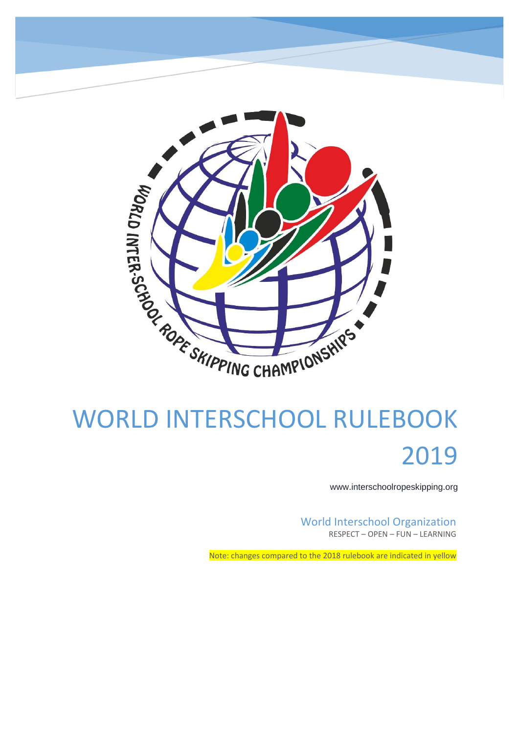# WORLD INTERSCHOOL RULEBOOK 2019

www.interschoolropeskipping.org

World Interschool Organization

RESPECT – OPEN – FUN – LEARNING

Note: changes compared to the 2018 rulebook are indicated in yellow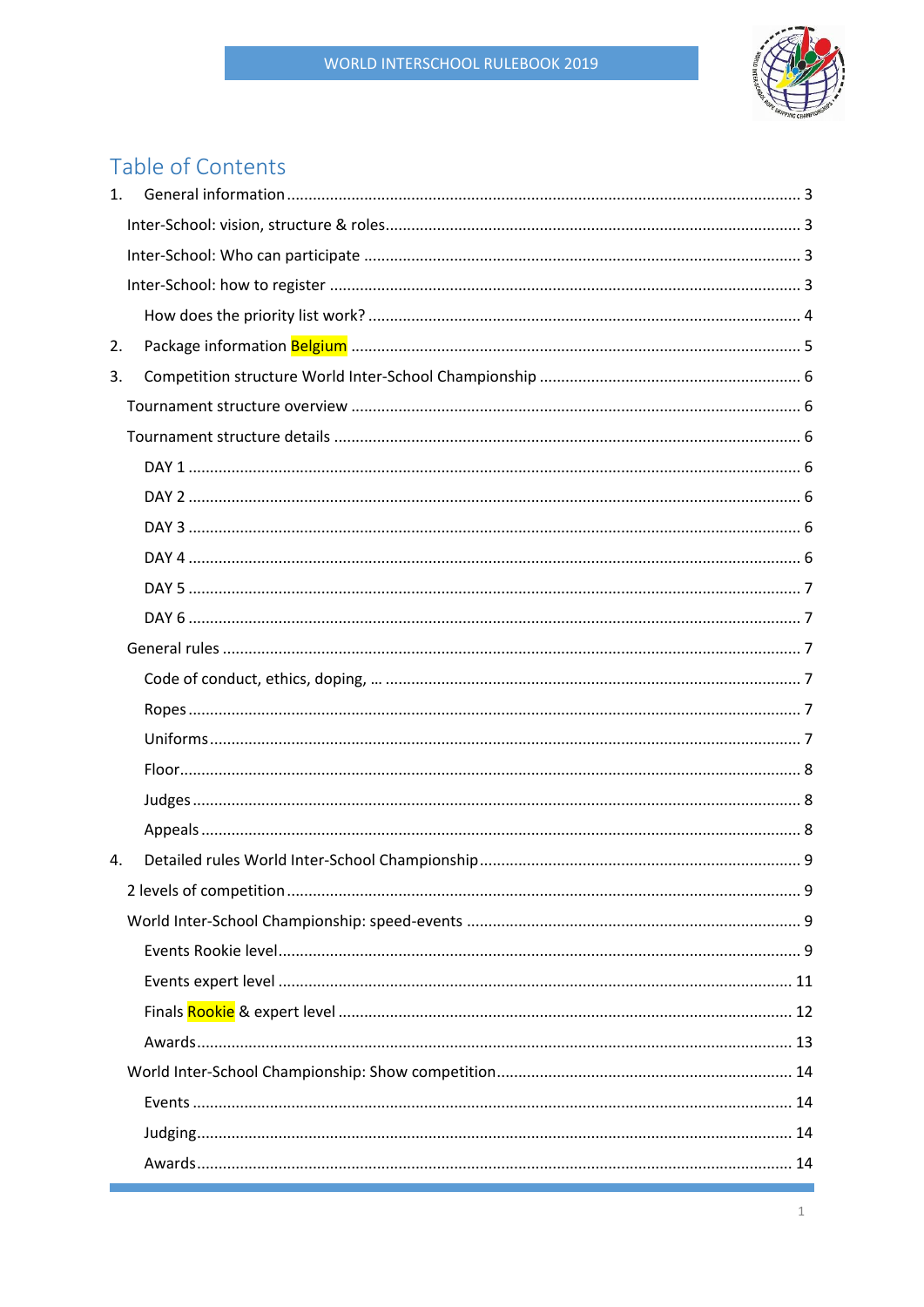# Table of Contents

1. General information ... 3
   - Inter-School: vision, structure & roles ... 3
   - Inter-School: Who can participate ... 3
   - Inter-School: how to register ... 3
     - How does the priority list work? ... 4
2. Package information Belgium ... 5
3. Competition structure World Inter-School Championship ... 6
   - Tournament structure overview ... 6
   - Tournament structure details ... 6
     - DAY 1 ... 6
     - DAY 2 ... 6
     - DAY 3 ... 6
     - DAY 4 ... 6
     - DAY 5 ... 7
     - DAY 6 ... 7
   - General rules ... 7
     - Code of conduct, ethics, doping, … ... 7
     - Ropes ... 7
     - Uniforms ... 7
     - Floor ... 8
     - Judges ... 8
     - Appeals ... 8
4. Detailed rules World Inter-School Championship ... 9
   - 2 levels of competition ... 9
   - World Inter-School Championship: speed-events ... 9
     - Events Rookie level ... 9
     - Events expert level ... 11
     - Finals Rookie & expert level ... 12
     - Awards ... 13
   - World Inter-School Championship: Show competition ... 14
     - Events ... 14
     - Judging ... 14
     - Awards ... 14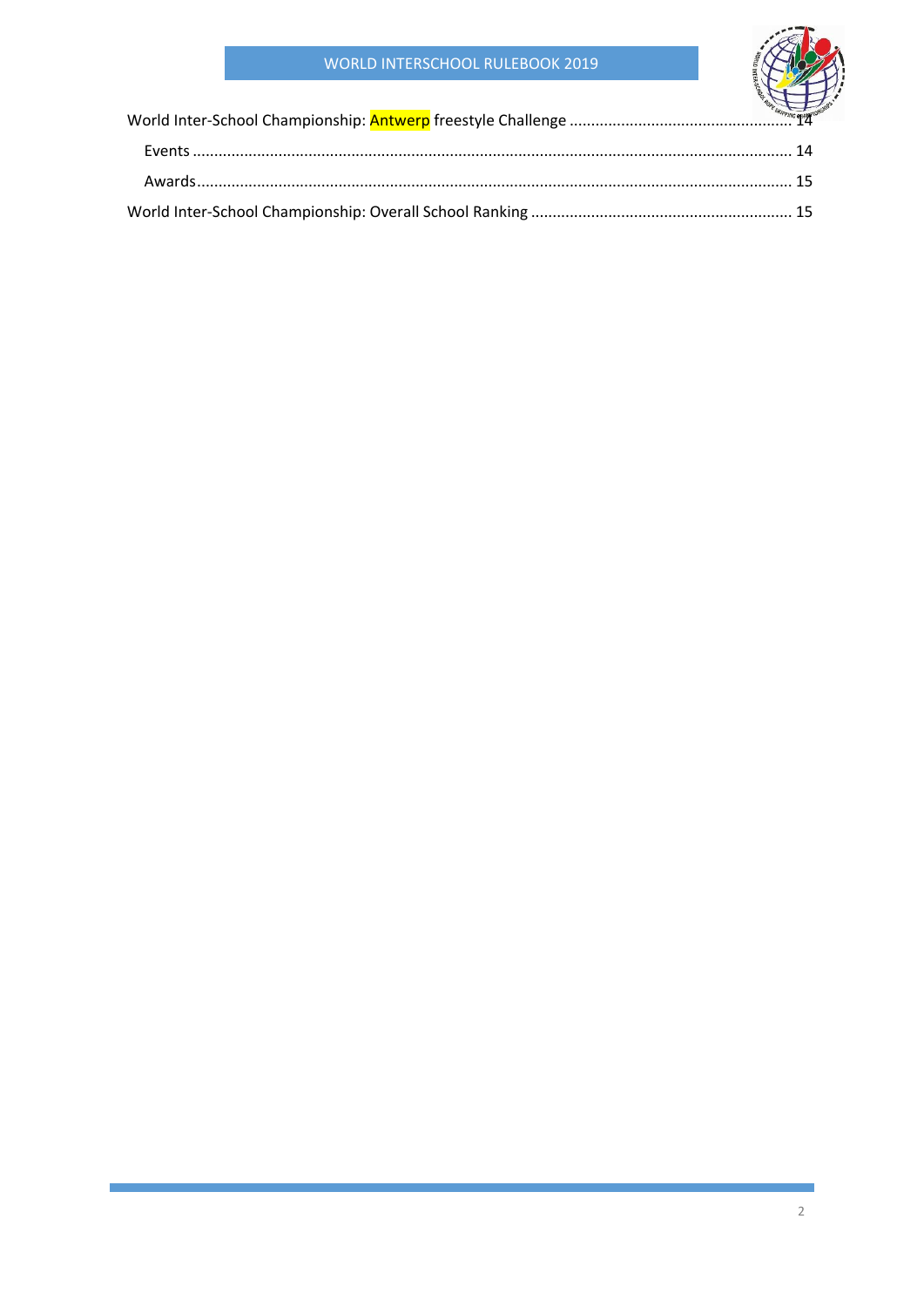World Inter-School Championship: Antwerp freestyle Challenge ........................................................ 14

Events ........................................................................................................................................ 14

Awards ........................................................................................................................................ 15

World Inter-School Championship: Overall School Ranking ............................................................ 15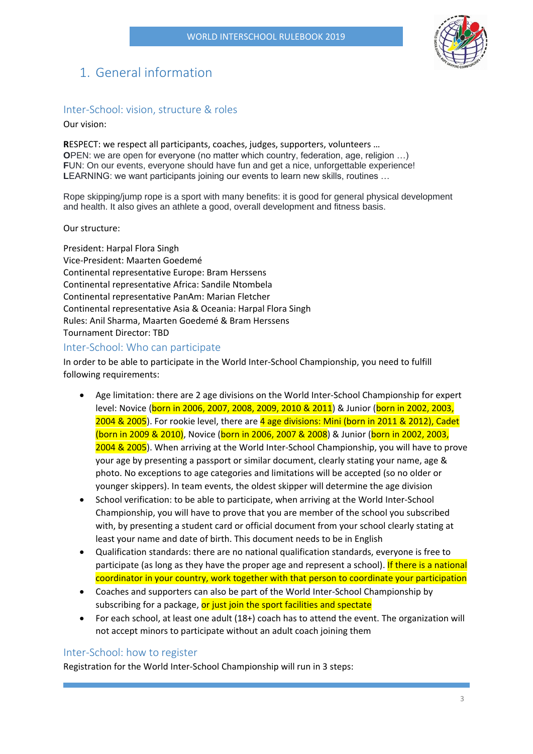# 1. General information

## Inter-School: vision, structure & roles

Our vision:

**R**ESPECT: we respect all participants, coaches, judges, supporters, volunteers …
**O**PEN: we are open for everyone (no matter which country, federation, age, religion …)
**F**UN: On our events, everyone should have fun and get a nice, unforgettable experience!
**L**EARNING: we want participants joining our events to learn new skills, routines …

Rope skipping/jump rope is a sport with many benefits: it is good for general physical development and health. It also gives an athlete a good, overall development and fitness basis.

Our structure:

President: Harpal Flora Singh
Vice-President: Maarten Goedemé
Continental representative Europe: Bram Herssens
Continental representative Africa: Sandile Ntombela
Continental representative PanAm: Marian Fletcher
Continental representative Asia & Oceania: Harpal Flora Singh
Rules: Anil Sharma, Maarten Goedemé & Bram Herssens
Tournament Director: TBD

## Inter-School: Who can participate

In order to be able to participate in the World Inter-School Championship, you need to fulfill following requirements:

- Age limitation: there are 2 age divisions on the World Inter-School Championship for expert level: Novice (born in 2006, 2007, 2008, 2009, 2010 & 2011) & Junior (born in 2002, 2003, 2004 & 2005). For rookie level, there are 4 age divisions: Mini (born in 2011 & 2012), Cadet (born in 2009 & 2010), Novice (born in 2006, 2007 & 2008) & Junior (born in 2002, 2003, 2004 & 2005). When arriving at the World Inter-School Championship, you will have to prove your age by presenting a passport or similar document, clearly stating your name, age & photo. No exceptions to age categories and limitations will be accepted (so no older or younger skippers). In team events, the oldest skipper will determine the age division
- School verification: to be able to participate, when arriving at the World Inter-School Championship, you will have to prove that you are member of the school you subscribed with, by presenting a student card or official document from your school clearly stating at least your name and date of birth. This document needs to be in English
- Qualification standards: there are no national qualification standards, everyone is free to participate (as long as they have the proper age and represent a school). If there is a national coordinator in your country, work together with that person to coordinate your participation
- Coaches and supporters can also be part of the World Inter-School Championship by subscribing for a package, or just join the sport facilities and spectate
- For each school, at least one adult (18+) coach has to attend the event. The organization will not accept minors to participate without an adult coach joining them

## Inter-School: how to register

Registration for the World Inter-School Championship will run in 3 steps: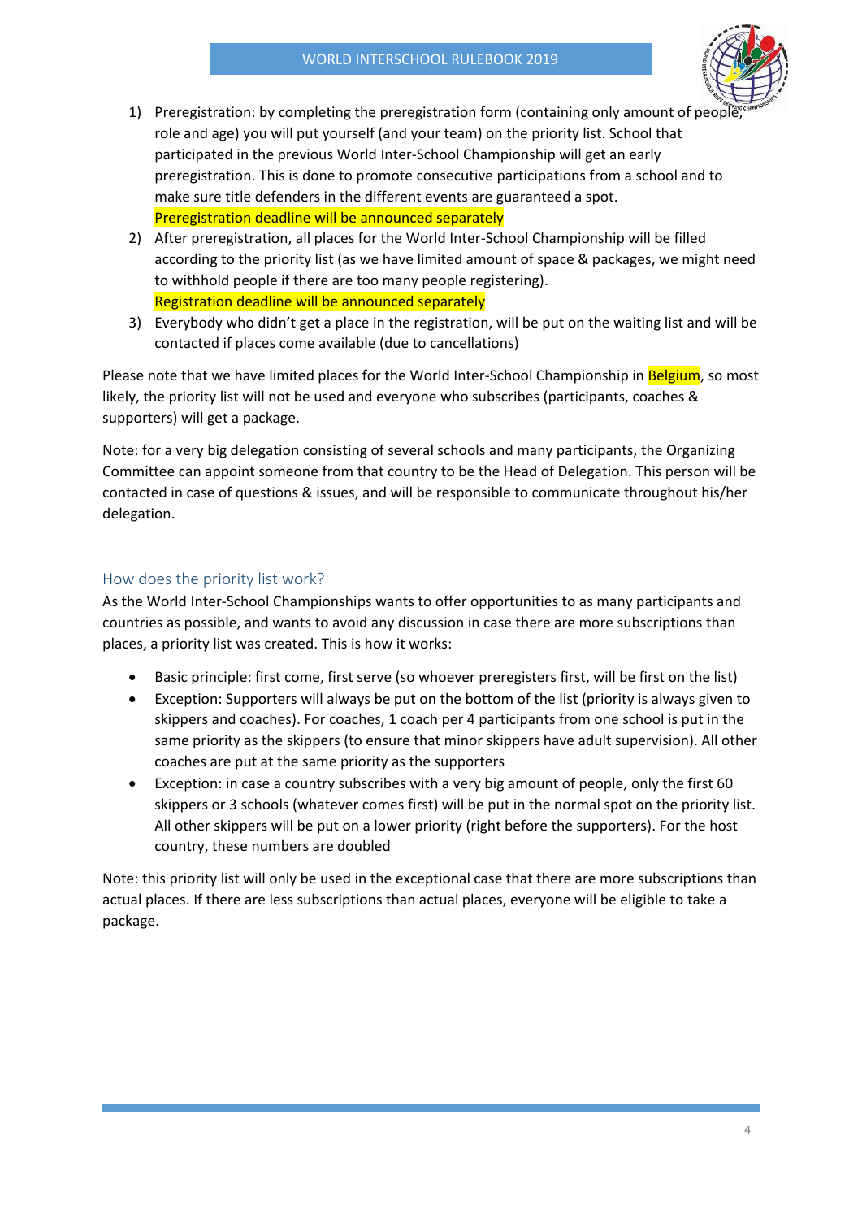1) Preregistration: by completing the preregistration form (containing only amount of people, role and age) you will put yourself (and your team) on the priority list. School that participated in the previous World Inter-School Championship will get an early preregistration. This is done to promote consecutive participations from a school and to make sure title defenders in the different events are guaranteed a spot.
   Preregistration deadline will be announced separately
2) After preregistration, all places for the World Inter-School Championship will be filled according to the priority list (as we have limited amount of space & packages, we might need to withhold people if there are too many people registering).
   Registration deadline will be announced separately
3) Everybody who didn't get a place in the registration, will be put on the waiting list and will be contacted if places come available (due to cancellations)

Please note that we have limited places for the World Inter-School Championship in Belgium, so most likely, the priority list will not be used and everyone who subscribes (participants, coaches & supporters) will get a package.

Note: for a very big delegation consisting of several schools and many participants, the Organizing Committee can appoint someone from that country to be the Head of Delegation. This person will be contacted in case of questions & issues, and will be responsible to communicate throughout his/her delegation.

## How does the priority list work?

As the World Inter-School Championships wants to offer opportunities to as many participants and countries as possible, and wants to avoid any discussion in case there are more subscriptions than places, a priority list was created. This is how it works:

- Basic principle: first come, first serve (so whoever preregisters first, will be first on the list)
- Exception: Supporters will always be put on the bottom of the list (priority is always given to skippers and coaches). For coaches, 1 coach per 4 participants from one school is put in the same priority as the skippers (to ensure that minor skippers have adult supervision). All other coaches are put at the same priority as the supporters
- Exception: in case a country subscribes with a very big amount of people, only the first 60 skippers or 3 schools (whatever comes first) will be put in the normal spot on the priority list. All other skippers will be put on a lower priority (right before the supporters). For the host country, these numbers are doubled

Note: this priority list will only be used in the exceptional case that there are more subscriptions than actual places. If there are less subscriptions than actual places, everyone will be eligible to take a package.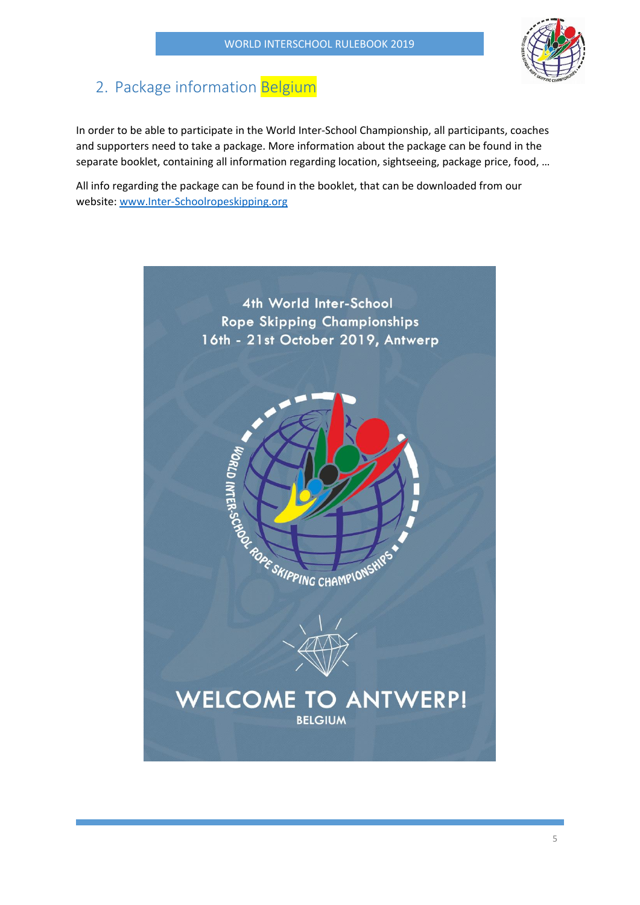## 2. Package information Belgium

In order to be able to participate in the World Inter-School Championship, all participants, coaches and supporters need to take a package. More information about the package can be found in the separate booklet, containing all information regarding location, sightseeing, package price, food, …

All info regarding the package can be found in the booklet, that can be downloaded from our website: [www.Inter-Schoolropeskipping.org](http://www.Inter-Schoolropeskipping.org)

4th World Inter-School
Rope Skipping Championships
16th - 21st October 2019, Antwerp

WORLD INTER-SCHOOL ROPE SKIPPING CHAMPIONSHIPS

WELCOME TO ANTWERP!
BELGIUM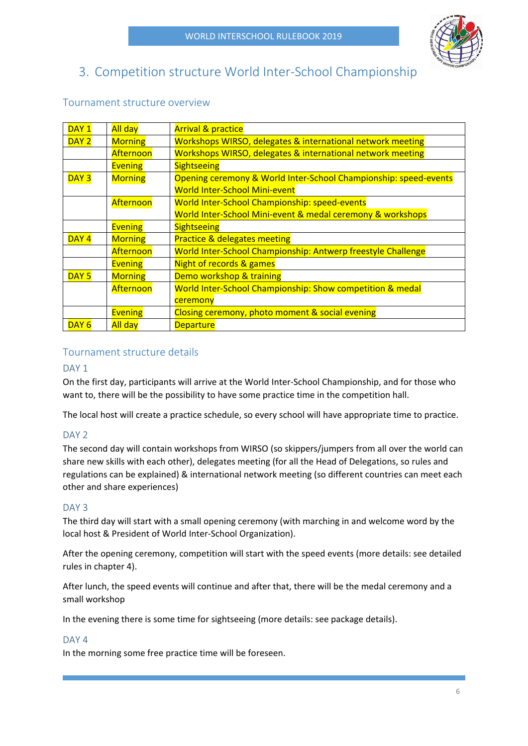# 3. Competition structure World Inter-School Championship

## Tournament structure overview

| | | |
|---|---|---|
| DAY 1 | All day | Arrival & practice |
| DAY 2 | Morning | Workshops WIRSO, delegates & international network meeting |
| | Afternoon | Workshops WIRSO, delegates & international network meeting |
| | Evening | Sightseeing |
| DAY 3 | Morning | Opening ceremony & World Inter-School Championship: speed-events<br>World Inter-School Mini-event |
| | Afternoon | World Inter-School Championship: speed-events<br>World Inter-School Mini-event & medal ceremony & workshops |
| | Evening | Sightseeing |
| DAY 4 | Morning | Practice & delegates meeting |
| | Afternoon | World Inter-School Championship: Antwerp freestyle Challenge |
| | Evening | Night of records & games |
| DAY 5 | Morning | Demo workshop & training |
| | Afternoon | World Inter-School Championship: Show competition & medal ceremony |
| | Evening | Closing ceremony, photo moment & social evening |
| DAY 6 | All day | Departure |

## Tournament structure details

### DAY 1

On the first day, participants will arrive at the World Inter-School Championship, and for those who want to, there will be the possibility to have some practice time in the competition hall.

The local host will create a practice schedule, so every school will have appropriate time to practice.

### DAY 2

The second day will contain workshops from WIRSO (so skippers/jumpers from all over the world can share new skills with each other), delegates meeting (for all the Head of Delegations, so rules and regulations can be explained) & international network meeting (so different countries can meet each other and share experiences)

### DAY 3

The third day will start with a small opening ceremony (with marching in and welcome word by the local host & President of World Inter-School Organization).

After the opening ceremony, competition will start with the speed events (more details: see detailed rules in chapter 4).

After lunch, the speed events will continue and after that, there will be the medal ceremony and a small workshop

In the evening there is some time for sightseeing (more details: see package details).

### DAY 4

In the morning some free practice time will be foreseen.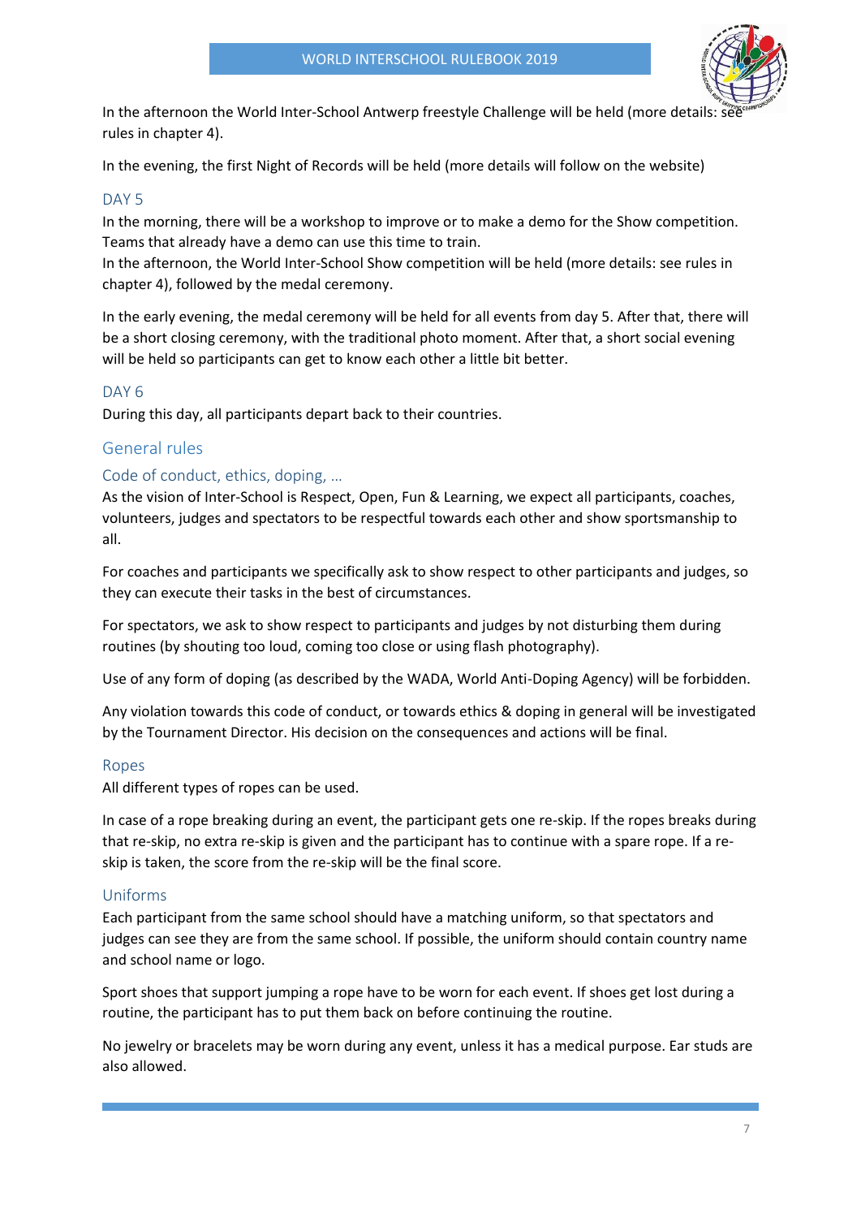In the afternoon the World Inter-School Antwerp freestyle Challenge will be held (more details: see rules in chapter 4).

In the evening, the first Night of Records will be held (more details will follow on the website)

### DAY 5

In the morning, there will be a workshop to improve or to make a demo for the Show competition. Teams that already have a demo can use this time to train.
In the afternoon, the World Inter-School Show competition will be held (more details: see rules in chapter 4), followed by the medal ceremony.

In the early evening, the medal ceremony will be held for all events from day 5. After that, there will be a short closing ceremony, with the traditional photo moment. After that, a short social evening will be held so participants can get to know each other a little bit better.

### DAY 6

During this day, all participants depart back to their countries.

## General rules

### Code of conduct, ethics, doping, …

As the vision of Inter-School is Respect, Open, Fun & Learning, we expect all participants, coaches, volunteers, judges and spectators to be respectful towards each other and show sportsmanship to all.

For coaches and participants we specifically ask to show respect to other participants and judges, so they can execute their tasks in the best of circumstances.

For spectators, we ask to show respect to participants and judges by not disturbing them during routines (by shouting too loud, coming too close or using flash photography).

Use of any form of doping (as described by the WADA, World Anti-Doping Agency) will be forbidden.

Any violation towards this code of conduct, or towards ethics & doping in general will be investigated by the Tournament Director. His decision on the consequences and actions will be final.

### Ropes

All different types of ropes can be used.

In case of a rope breaking during an event, the participant gets one re-skip. If the ropes breaks during that re-skip, no extra re-skip is given and the participant has to continue with a spare rope. If a re-skip is taken, the score from the re-skip will be the final score.

### Uniforms

Each participant from the same school should have a matching uniform, so that spectators and judges can see they are from the same school. If possible, the uniform should contain country name and school name or logo.

Sport shoes that support jumping a rope have to be worn for each event. If shoes get lost during a routine, the participant has to put them back on before continuing the routine.

No jewelry or bracelets may be worn during any event, unless it has a medical purpose. Ear studs are also allowed.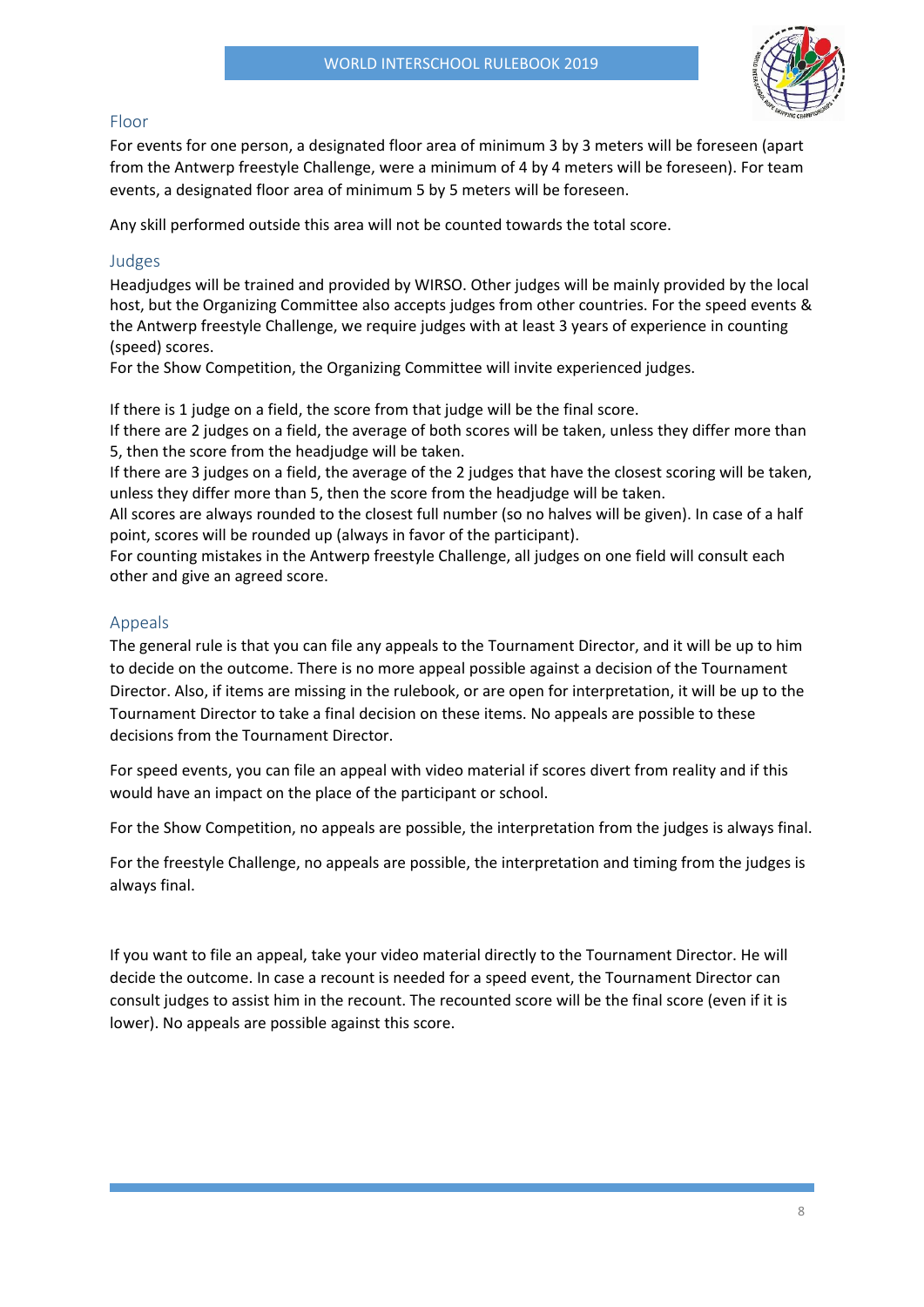## Floor

For events for one person, a designated floor area of minimum 3 by 3 meters will be foreseen (apart from the Antwerp freestyle Challenge, were a minimum of 4 by 4 meters will be foreseen). For team events, a designated floor area of minimum 5 by 5 meters will be foreseen.

Any skill performed outside this area will not be counted towards the total score.

## Judges

Headjudges will be trained and provided by WIRSO. Other judges will be mainly provided by the local host, but the Organizing Committee also accepts judges from other countries. For the speed events & the Antwerp freestyle Challenge, we require judges with at least 3 years of experience in counting (speed) scores.
For the Show Competition, the Organizing Committee will invite experienced judges.

If there is 1 judge on a field, the score from that judge will be the final score.
If there are 2 judges on a field, the average of both scores will be taken, unless they differ more than 5, then the score from the headjudge will be taken.
If there are 3 judges on a field, the average of the 2 judges that have the closest scoring will be taken, unless they differ more than 5, then the score from the headjudge will be taken.
All scores are always rounded to the closest full number (so no halves will be given). In case of a half point, scores will be rounded up (always in favor of the participant).
For counting mistakes in the Antwerp freestyle Challenge, all judges on one field will consult each other and give an agreed score.

## Appeals

The general rule is that you can file any appeals to the Tournament Director, and it will be up to him to decide on the outcome. There is no more appeal possible against a decision of the Tournament Director. Also, if items are missing in the rulebook, or are open for interpretation, it will be up to the Tournament Director to take a final decision on these items. No appeals are possible to these decisions from the Tournament Director.

For speed events, you can file an appeal with video material if scores divert from reality and if this would have an impact on the place of the participant or school.

For the Show Competition, no appeals are possible, the interpretation from the judges is always final.

For the freestyle Challenge, no appeals are possible, the interpretation and timing from the judges is always final.

If you want to file an appeal, take your video material directly to the Tournament Director. He will decide the outcome. In case a recount is needed for a speed event, the Tournament Director can consult judges to assist him in the recount. The recounted score will be the final score (even if it is lower). No appeals are possible against this score.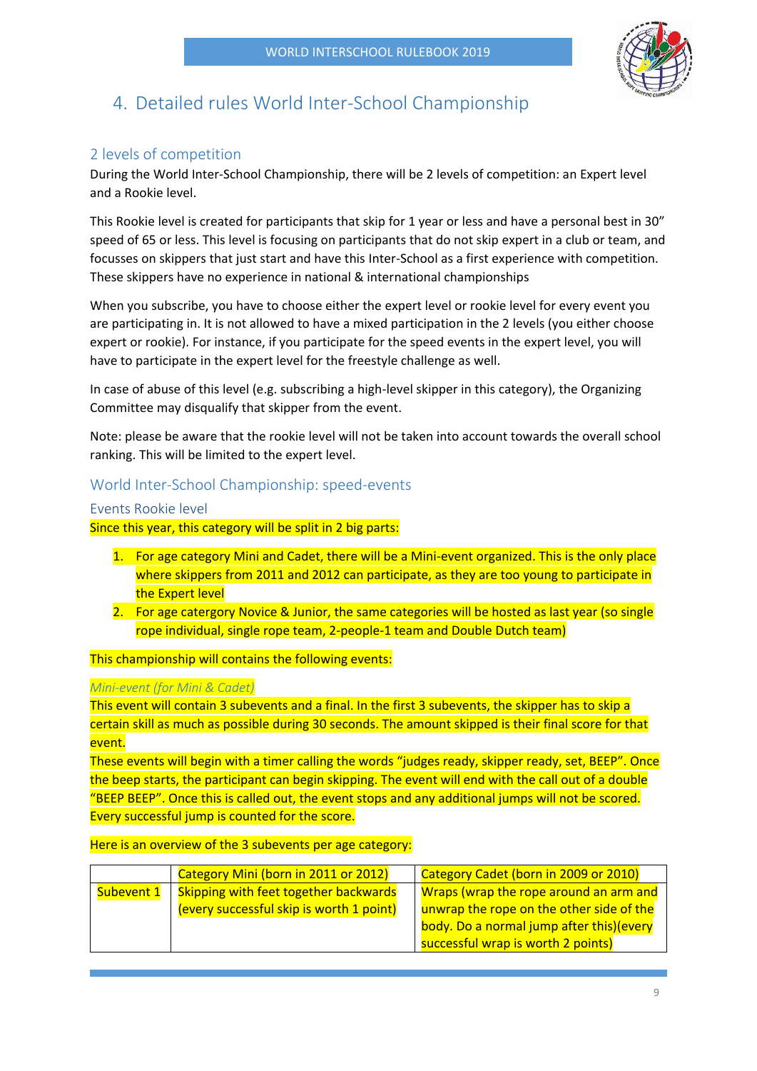# 4. Detailed rules World Inter-School Championship

## 2 levels of competition

During the World Inter-School Championship, there will be 2 levels of competition: an Expert level and a Rookie level.

This Rookie level is created for participants that skip for 1 year or less and have a personal best in 30" speed of 65 or less. This level is focusing on participants that do not skip expert in a club or team, and focusses on skippers that just start and have this Inter-School as a first experience with competition. These skippers have no experience in national & international championships

When you subscribe, you have to choose either the expert level or rookie level for every event you are participating in. It is not allowed to have a mixed participation in the 2 levels (you either choose expert or rookie). For instance, if you participate for the speed events in the expert level, you will have to participate in the expert level for the freestyle challenge as well.

In case of abuse of this level (e.g. subscribing a high-level skipper in this category), the Organizing Committee may disqualify that skipper from the event.

Note: please be aware that the rookie level will not be taken into account towards the overall school ranking. This will be limited to the expert level.

## World Inter-School Championship: speed-events

### Events Rookie level

Since this year, this category will be split in 2 big parts:

1. For age category Mini and Cadet, there will be a Mini-event organized. This is the only place where skippers from 2011 and 2012 can participate, as they are too young to participate in the Expert level
2. For age catergory Novice & Junior, the same categories will be hosted as last year (so single rope individual, single rope team, 2-people-1 team and Double Dutch team)

This championship will contains the following events:

*Mini-event (for Mini & Cadet)*

This event will contain 3 subevents and a final. In the first 3 subevents, the skipper has to skip a certain skill as much as possible during 30 seconds. The amount skipped is their final score for that event.

These events will begin with a timer calling the words "judges ready, skipper ready, set, BEEP". Once the beep starts, the participant can begin skipping. The event will end with the call out of a double "BEEP BEEP". Once this is called out, the event stops and any additional jumps will not be scored. Every successful jump is counted for the score.

Here is an overview of the 3 subevents per age category:

| | Category Mini (born in 2011 or 2012) | Category Cadet (born in 2009 or 2010) |
|---|---|---|
| Subevent 1 | Skipping with feet together backwards (every successful skip is worth 1 point) | Wraps (wrap the rope around an arm and unwrap the rope on the other side of the body. Do a normal jump after this)(every successful wrap is worth 2 points) |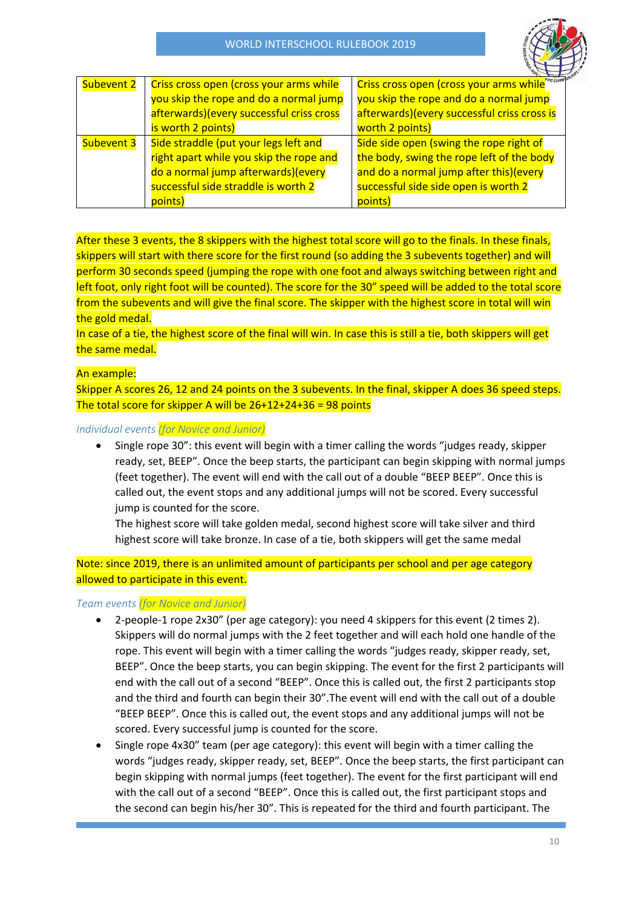| Subevent 2 | Criss cross open (cross your arms while you skip the rope and do a normal jump afterwards)(every successful criss cross is worth 2 points) | Criss cross open (cross your arms while you skip the rope and do a normal jump afterwards)(every successful criss cross is worth 2 points) |
|---|---|---|
| Subevent 3 | Side straddle (put your legs left and right apart while you skip the rope and do a normal jump afterwards)(every successful side straddle is worth 2 points) | Side side open (swing the rope right of the body, swing the rope left of the body and do a normal jump after this)(every successful side side open is worth 2 points) |

After these 3 events, the 8 skippers with the highest total score will go to the finals. In these finals, skippers will start with there score for the first round (so adding the 3 subevents together) and will perform 30 seconds speed (jumping the rope with one foot and always switching between right and left foot, only right foot will be counted). The score for the 30" speed will be added to the total score from the subevents and will give the final score. The skipper with the highest score in total will win the gold medal.
In case of a tie, the highest score of the final will win. In case this is still a tie, both skippers will get the same medal.

An example:
Skipper A scores 26, 12 and 24 points on the 3 subevents. In the final, skipper A does 36 speed steps. The total score for skipper A will be 26+12+24+36 = 98 points

### *Individual events (for Novice and Junior)*

- Single rope 30": this event will begin with a timer calling the words "judges ready, skipper ready, set, BEEP". Once the beep starts, the participant can begin skipping with normal jumps (feet together). The event will end with the call out of a double "BEEP BEEP". Once this is called out, the event stops and any additional jumps will not be scored. Every successful jump is counted for the score.
  The highest score will take golden medal, second highest score will take silver and third highest score will take bronze. In case of a tie, both skippers will get the same medal

Note: since 2019, there is an unlimited amount of participants per school and per age category allowed to participate in this event.

### *Team events (for Novice and Junior)*

- 2-people-1 rope 2x30" (per age category): you need 4 skippers for this event (2 times 2). Skippers will do normal jumps with the 2 feet together and will each hold one handle of the rope. This event will begin with a timer calling the words "judges ready, skipper ready, set, BEEP". Once the beep starts, you can begin skipping. The event for the first 2 participants will end with the call out of a second "BEEP". Once this is called out, the first 2 participants stop and the third and fourth can begin their 30".The event will end with the call out of a double "BEEP BEEP". Once this is called out, the event stops and any additional jumps will not be scored. Every successful jump is counted for the score.
- Single rope 4x30" team (per age category): this event will begin with a timer calling the words "judges ready, skipper ready, set, BEEP". Once the beep starts, the first participant can begin skipping with normal jumps (feet together). The event for the first participant will end with the call out of a second "BEEP". Once this is called out, the first participant stops and the second can begin his/her 30". This is repeated for the third and fourth participant. The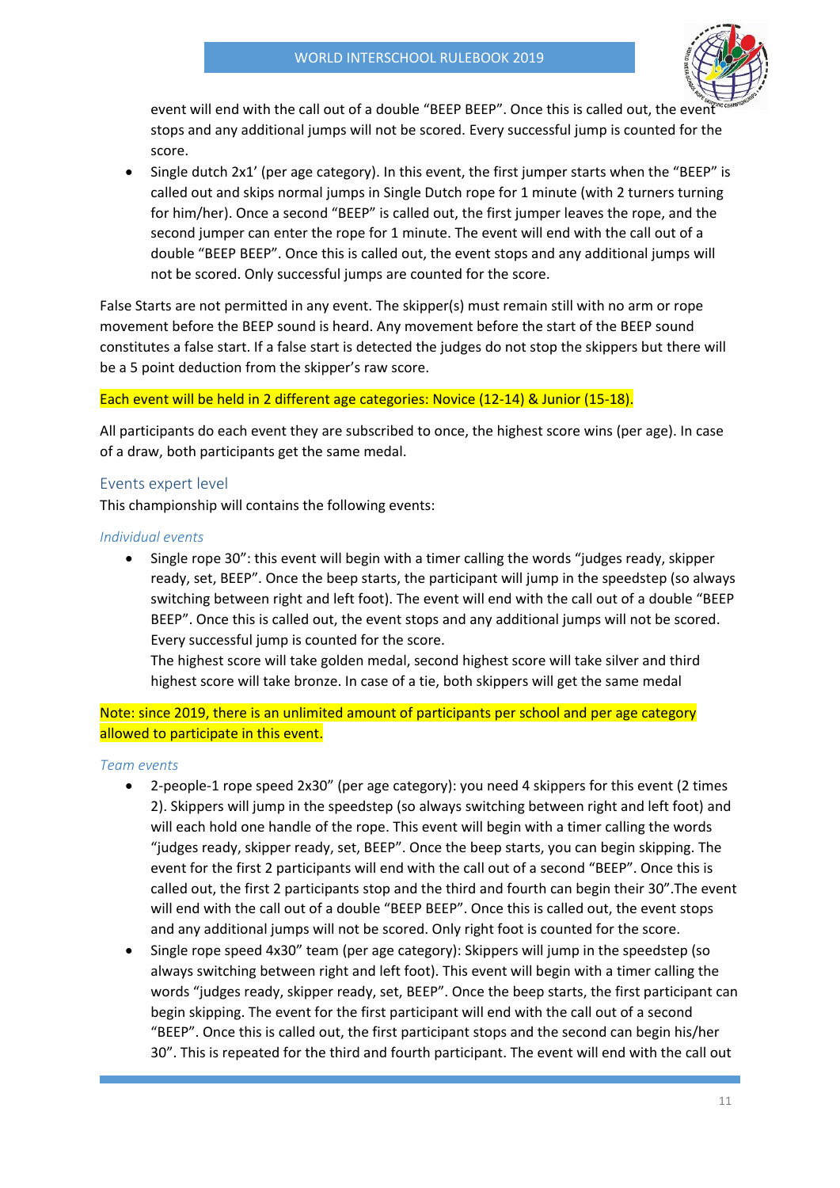event will end with the call out of a double "BEEP BEEP". Once this is called out, the event stops and any additional jumps will not be scored. Every successful jump is counted for the score.

- Single dutch 2x1' (per age category). In this event, the first jumper starts when the "BEEP" is called out and skips normal jumps in Single Dutch rope for 1 minute (with 2 turners turning for him/her). Once a second "BEEP" is called out, the first jumper leaves the rope, and the second jumper can enter the rope for 1 minute. The event will end with the call out of a double "BEEP BEEP". Once this is called out, the event stops and any additional jumps will not be scored. Only successful jumps are counted for the score.

False Starts are not permitted in any event. The skipper(s) must remain still with no arm or rope movement before the BEEP sound is heard. Any movement before the start of the BEEP sound constitutes a false start. If a false start is detected the judges do not stop the skippers but there will be a 5 point deduction from the skipper's raw score.

Each event will be held in 2 different age categories: Novice (12-14) & Junior (15-18).

All participants do each event they are subscribed to once, the highest score wins (per age). In case of a draw, both participants get the same medal.

## Events expert level

This championship will contains the following events:

### *Individual events*

- Single rope 30": this event will begin with a timer calling the words "judges ready, skipper ready, set, BEEP". Once the beep starts, the participant will jump in the speedstep (so always switching between right and left foot). The event will end with the call out of a double "BEEP BEEP". Once this is called out, the event stops and any additional jumps will not be scored. Every successful jump is counted for the score.
  The highest score will take golden medal, second highest score will take silver and third highest score will take bronze. In case of a tie, both skippers will get the same medal

Note: since 2019, there is an unlimited amount of participants per school and per age category allowed to participate in this event.

### *Team events*

- 2-people-1 rope speed 2x30" (per age category): you need 4 skippers for this event (2 times 2). Skippers will jump in the speedstep (so always switching between right and left foot) and will each hold one handle of the rope. This event will begin with a timer calling the words "judges ready, skipper ready, set, BEEP". Once the beep starts, you can begin skipping. The event for the first 2 participants will end with the call out of a second "BEEP". Once this is called out, the first 2 participants stop and the third and fourth can begin their 30".The event will end with the call out of a double "BEEP BEEP". Once this is called out, the event stops and any additional jumps will not be scored. Only right foot is counted for the score.
- Single rope speed 4x30" team (per age category): Skippers will jump in the speedstep (so always switching between right and left foot). This event will begin with a timer calling the words "judges ready, skipper ready, set, BEEP". Once the beep starts, the first participant can begin skipping. The event for the first participant will end with the call out of a second "BEEP". Once this is called out, the first participant stops and the second can begin his/her 30". This is repeated for the third and fourth participant. The event will end with the call out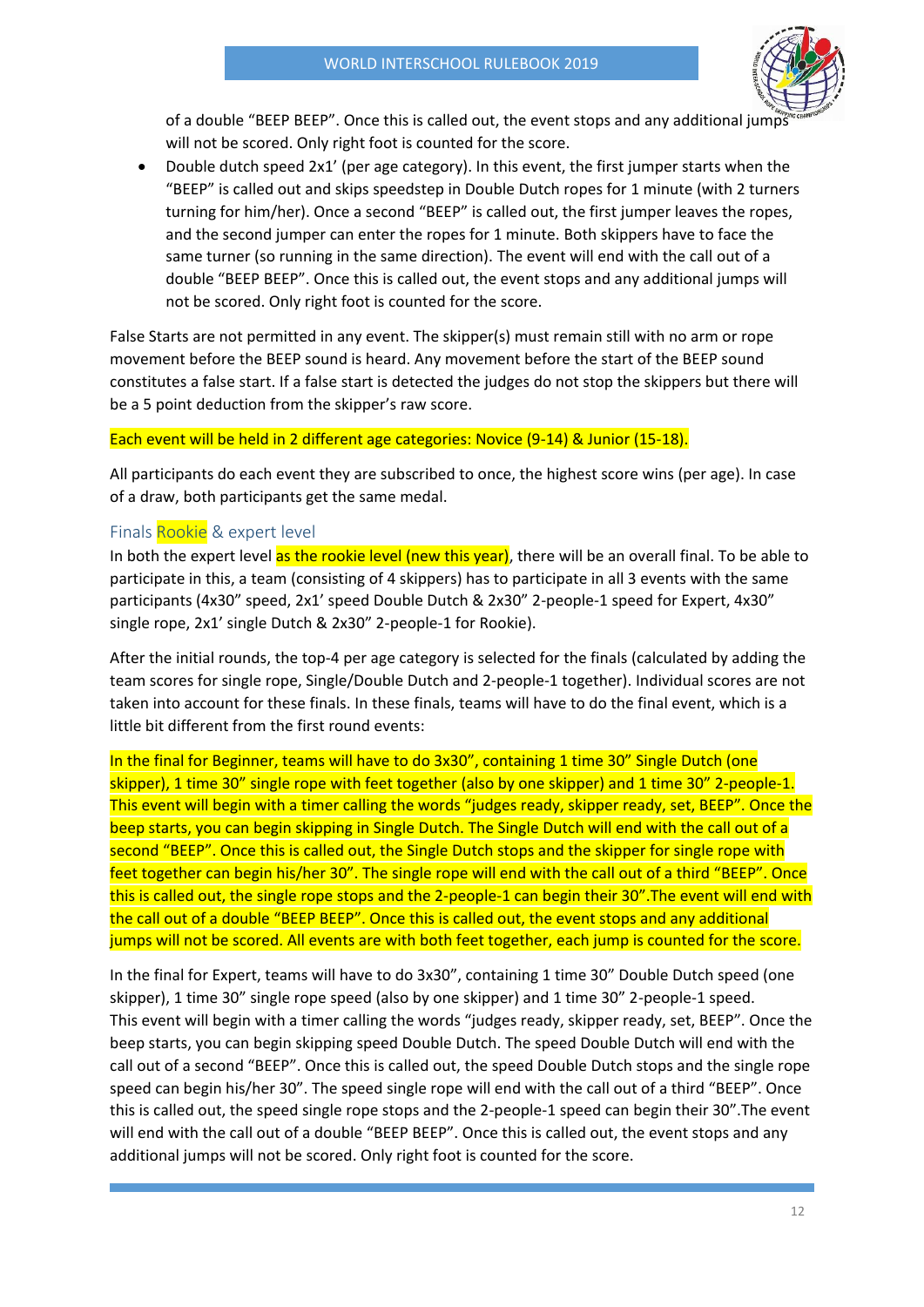of a double "BEEP BEEP". Once this is called out, the event stops and any additional jumps will not be scored. Only right foot is counted for the score.

- Double dutch speed 2x1' (per age category). In this event, the first jumper starts when the "BEEP" is called out and skips speedstep in Double Dutch ropes for 1 minute (with 2 turners turning for him/her). Once a second "BEEP" is called out, the first jumper leaves the ropes, and the second jumper can enter the ropes for 1 minute. Both skippers have to face the same turner (so running in the same direction). The event will end with the call out of a double "BEEP BEEP". Once this is called out, the event stops and any additional jumps will not be scored. Only right foot is counted for the score.

False Starts are not permitted in any event. The skipper(s) must remain still with no arm or rope movement before the BEEP sound is heard. Any movement before the start of the BEEP sound constitutes a false start. If a false start is detected the judges do not stop the skippers but there will be a 5 point deduction from the skipper's raw score.

Each event will be held in 2 different age categories: Novice (9-14) & Junior (15-18).

All participants do each event they are subscribed to once, the highest score wins (per age). In case of a draw, both participants get the same medal.

## Finals Rookie & expert level

In both the expert level as the rookie level (new this year), there will be an overall final. To be able to participate in this, a team (consisting of 4 skippers) has to participate in all 3 events with the same participants (4x30" speed, 2x1' speed Double Dutch & 2x30" 2-people-1 speed for Expert, 4x30" single rope, 2x1' single Dutch & 2x30" 2-people-1 for Rookie).

After the initial rounds, the top-4 per age category is selected for the finals (calculated by adding the team scores for single rope, Single/Double Dutch and 2-people-1 together). Individual scores are not taken into account for these finals. In these finals, teams will have to do the final event, which is a little bit different from the first round events:

In the final for Beginner, teams will have to do 3x30", containing 1 time 30" Single Dutch (one skipper), 1 time 30" single rope with feet together (also by one skipper) and 1 time 30" 2-people-1. This event will begin with a timer calling the words "judges ready, skipper ready, set, BEEP". Once the beep starts, you can begin skipping in Single Dutch. The Single Dutch will end with the call out of a second "BEEP". Once this is called out, the Single Dutch stops and the skipper for single rope with feet together can begin his/her 30". The single rope will end with the call out of a third "BEEP". Once this is called out, the single rope stops and the 2-people-1 can begin their 30".The event will end with the call out of a double "BEEP BEEP". Once this is called out, the event stops and any additional jumps will not be scored. All events are with both feet together, each jump is counted for the score.

In the final for Expert, teams will have to do 3x30", containing 1 time 30" Double Dutch speed (one skipper), 1 time 30" single rope speed (also by one skipper) and 1 time 30" 2-people-1 speed. This event will begin with a timer calling the words "judges ready, skipper ready, set, BEEP". Once the beep starts, you can begin skipping speed Double Dutch. The speed Double Dutch will end with the call out of a second "BEEP". Once this is called out, the speed Double Dutch stops and the single rope speed can begin his/her 30". The speed single rope will end with the call out of a third "BEEP". Once this is called out, the speed single rope stops and the 2-people-1 speed can begin their 30".The event will end with the call out of a double "BEEP BEEP". Once this is called out, the event stops and any additional jumps will not be scored. Only right foot is counted for the score.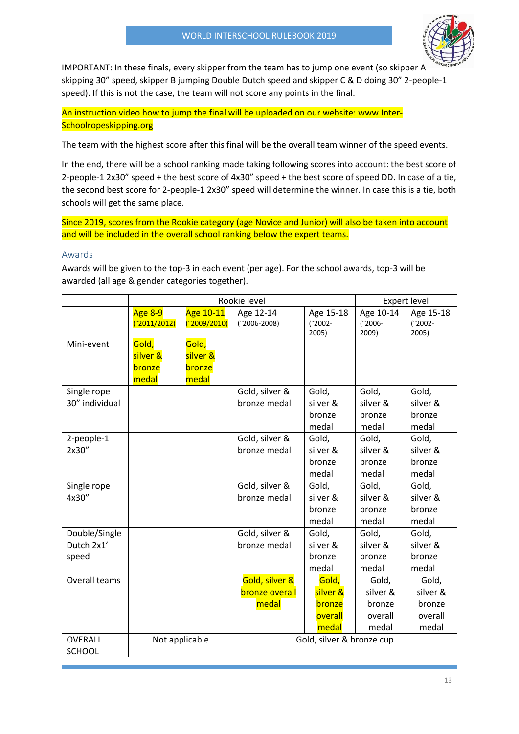IMPORTANT: In these finals, every skipper from the team has to jump one event (so skipper A skipping 30" speed, skipper B jumping Double Dutch speed and skipper C & D doing 30" 2-people-1 speed). If this is not the case, the team will not score any points in the final.

An instruction video how to jump the final will be uploaded on our website: www.Inter-Schoolropeskipping.org

The team with the highest score after this final will be the overall team winner of the speed events.

In the end, there will be a school ranking made taking following scores into account: the best score of 2-people-1 2x30" speed + the best score of 4x30" speed + the best score of speed DD. In case of a tie, the second best score for 2-people-1 2x30" speed will determine the winner. In case this is a tie, both schools will get the same place.

Since 2019, scores from the Rookie category (age Novice and Junior) will also be taken into account and will be included in the overall school ranking below the expert teams.

## Awards

Awards will be given to the top-3 in each event (per age). For the school awards, top-3 will be awarded (all age & gender categories together).

| | Rookie level | | | | Expert level | |
|---|---|---|---|---|---|---|
| | Age 8-9 (°2011/2012) | Age 10-11 (°2009/2010) | Age 12-14 (°2006-2008) | Age 15-18 (°2002-2005) | Age 10-14 (°2006-2009) | Age 15-18 (°2002-2005) |
| Mini-event | Gold, silver & bronze medal | Gold, silver & bronze medal | | | | |
| Single rope 30" individual | | | Gold, silver & bronze medal | Gold, silver & bronze medal | Gold, silver & bronze medal | Gold, silver & bronze medal |
| 2-people-1 2x30" | | | Gold, silver & bronze medal | Gold, silver & bronze medal | Gold, silver & bronze medal | Gold, silver & bronze medal |
| Single rope 4x30" | | | Gold, silver & bronze medal | Gold, silver & bronze medal | Gold, silver & bronze medal | Gold, silver & bronze medal |
| Double/Single Dutch 2x1' speed | | | Gold, silver & bronze medal | Gold, silver & bronze medal | Gold, silver & bronze medal | Gold, silver & bronze medal |
| Overall teams | | | Gold, silver & bronze overall medal | Gold, silver & bronze overall medal | Gold, silver & bronze overall medal | Gold, silver & bronze overall medal |
| OVERALL SCHOOL | Not applicable | | Gold, silver & bronze cup | | | |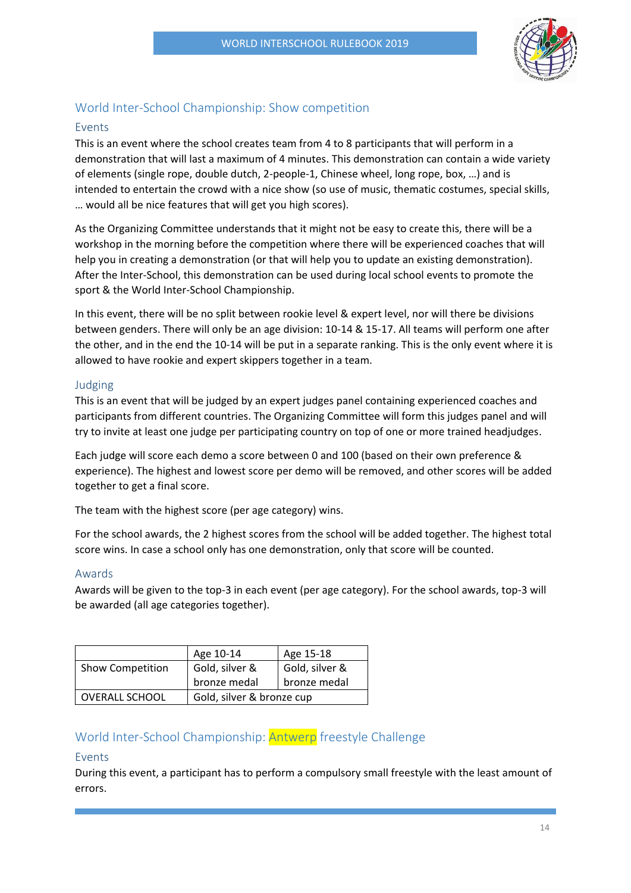## World Inter-School Championship: Show competition

### Events

This is an event where the school creates team from 4 to 8 participants that will perform in a demonstration that will last a maximum of 4 minutes. This demonstration can contain a wide variety of elements (single rope, double dutch, 2-people-1, Chinese wheel, long rope, box, …) and is intended to entertain the crowd with a nice show (so use of music, thematic costumes, special skills, … would all be nice features that will get you high scores).

As the Organizing Committee understands that it might not be easy to create this, there will be a workshop in the morning before the competition where there will be experienced coaches that will help you in creating a demonstration (or that will help you to update an existing demonstration). After the Inter-School, this demonstration can be used during local school events to promote the sport & the World Inter-School Championship.

In this event, there will be no split between rookie level & expert level, nor will there be divisions between genders. There will only be an age division: 10-14 & 15-17. All teams will perform one after the other, and in the end the 10-14 will be put in a separate ranking. This is the only event where it is allowed to have rookie and expert skippers together in a team.

### Judging

This is an event that will be judged by an expert judges panel containing experienced coaches and participants from different countries. The Organizing Committee will form this judges panel and will try to invite at least one judge per participating country on top of one or more trained headjudges.

Each judge will score each demo a score between 0 and 100 (based on their own preference & experience). The highest and lowest score per demo will be removed, and other scores will be added together to get a final score.

The team with the highest score (per age category) wins.

For the school awards, the 2 highest scores from the school will be added together. The highest total score wins. In case a school only has one demonstration, only that score will be counted.

### Awards

Awards will be given to the top-3 in each event (per age category). For the school awards, top-3 will be awarded (all age categories together).

| | Age 10-14 | Age 15-18 |
|---|---|---|
| Show Competition | Gold, silver & bronze medal | Gold, silver & bronze medal |
| OVERALL SCHOOL | Gold, silver & bronze cup | |

## World Inter-School Championship: Antwerp freestyle Challenge

### Events

During this event, a participant has to perform a compulsory small freestyle with the least amount of errors.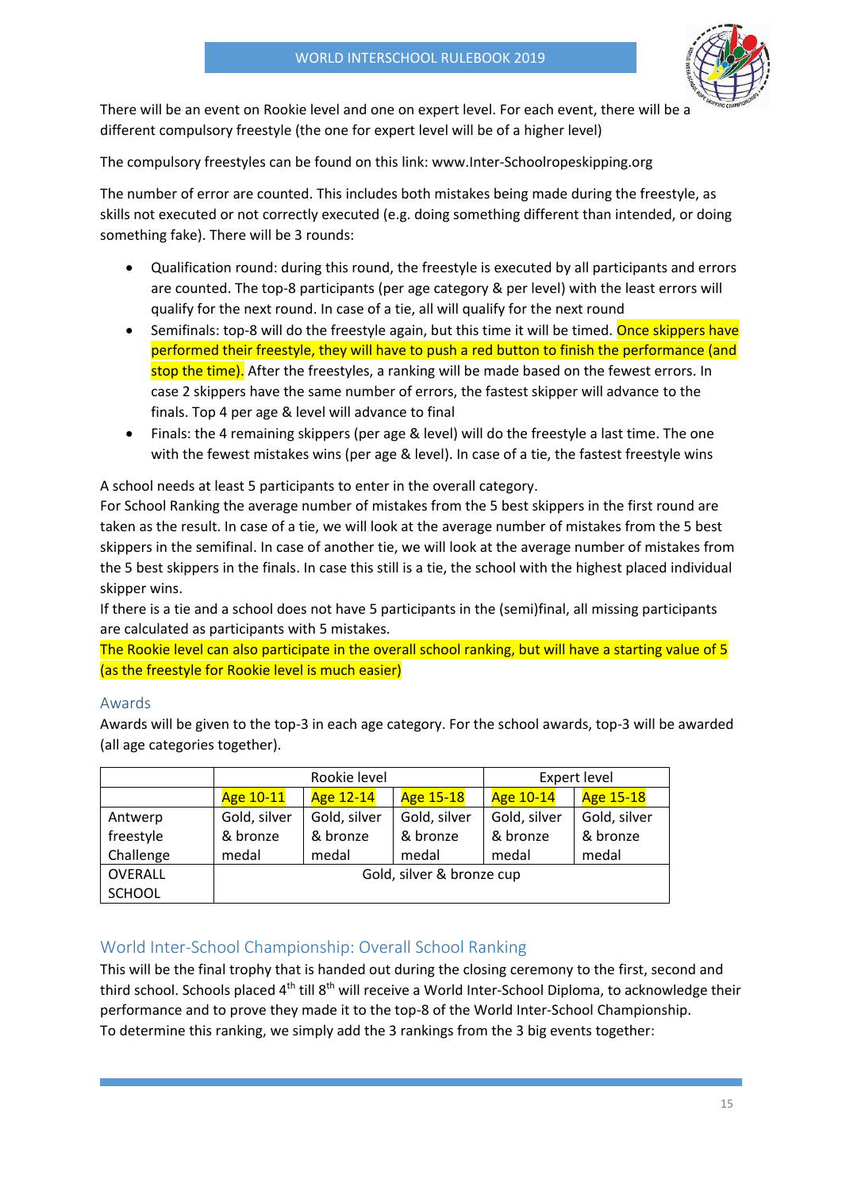There will be an event on Rookie level and one on expert level. For each event, there will be a different compulsory freestyle (the one for expert level will be of a higher level)

The compulsory freestyles can be found on this link: www.Inter-Schoolropeskipping.org

The number of error are counted. This includes both mistakes being made during the freestyle, as skills not executed or not correctly executed (e.g. doing something different than intended, or doing something fake). There will be 3 rounds:

- Qualification round: during this round, the freestyle is executed by all participants and errors are counted. The top-8 participants (per age category & per level) with the least errors will qualify for the next round. In case of a tie, all will qualify for the next round
- Semifinals: top-8 will do the freestyle again, but this time it will be timed. Once skippers have performed their freestyle, they will have to push a red button to finish the performance (and stop the time). After the freestyles, a ranking will be made based on the fewest errors. In case 2 skippers have the same number of errors, the fastest skipper will advance to the finals. Top 4 per age & level will advance to final
- Finals: the 4 remaining skippers (per age & level) will do the freestyle a last time. The one with the fewest mistakes wins (per age & level). In case of a tie, the fastest freestyle wins

A school needs at least 5 participants to enter in the overall category.
For School Ranking the average number of mistakes from the 5 best skippers in the first round are taken as the result. In case of a tie, we will look at the average number of mistakes from the 5 best skippers in the semifinal. In case of another tie, we will look at the average number of mistakes from the 5 best skippers in the finals. In case this still is a tie, the school with the highest placed individual skipper wins.
If there is a tie and a school does not have 5 participants in the (semi)final, all missing participants are calculated as participants with 5 mistakes.
The Rookie level can also participate in the overall school ranking, but will have a starting value of 5 (as the freestyle for Rookie level is much easier)

### Awards

Awards will be given to the top-3 in each age category. For the school awards, top-3 will be awarded (all age categories together).

| | Rookie level | | | Expert level | |
|---|---|---|---|---|---|
| | Age 10-11 | Age 12-14 | Age 15-18 | Age 10-14 | Age 15-18 |
| Antwerp freestyle Challenge | Gold, silver & bronze medal | Gold, silver & bronze medal | Gold, silver & bronze medal | Gold, silver & bronze medal | Gold, silver & bronze medal |
| OVERALL SCHOOL | Gold, silver & bronze cup | | | | |

## World Inter-School Championship: Overall School Ranking

This will be the final trophy that is handed out during the closing ceremony to the first, second and third school. Schools placed 4th till 8th will receive a World Inter-School Diploma, to acknowledge their performance and to prove they made it to the top-8 of the World Inter-School Championship.
To determine this ranking, we simply add the 3 rankings from the 3 big events together: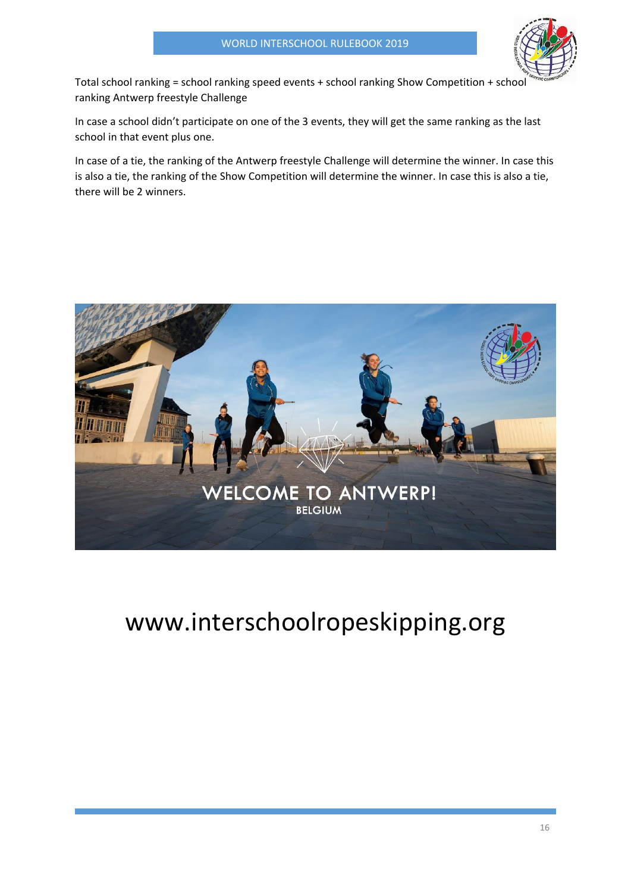Total school ranking = school ranking speed events + school ranking Show Competition + school ranking Antwerp freestyle Challenge

In case a school didn't participate on one of the 3 events, they will get the same ranking as the last school in that event plus one.

In case of a tie, the ranking of the Antwerp freestyle Challenge will determine the winner. In case this is also a tie, the ranking of the Show Competition will determine the winner. In case this is also a tie, there will be 2 winners.

www.interschoolropeskipping.org